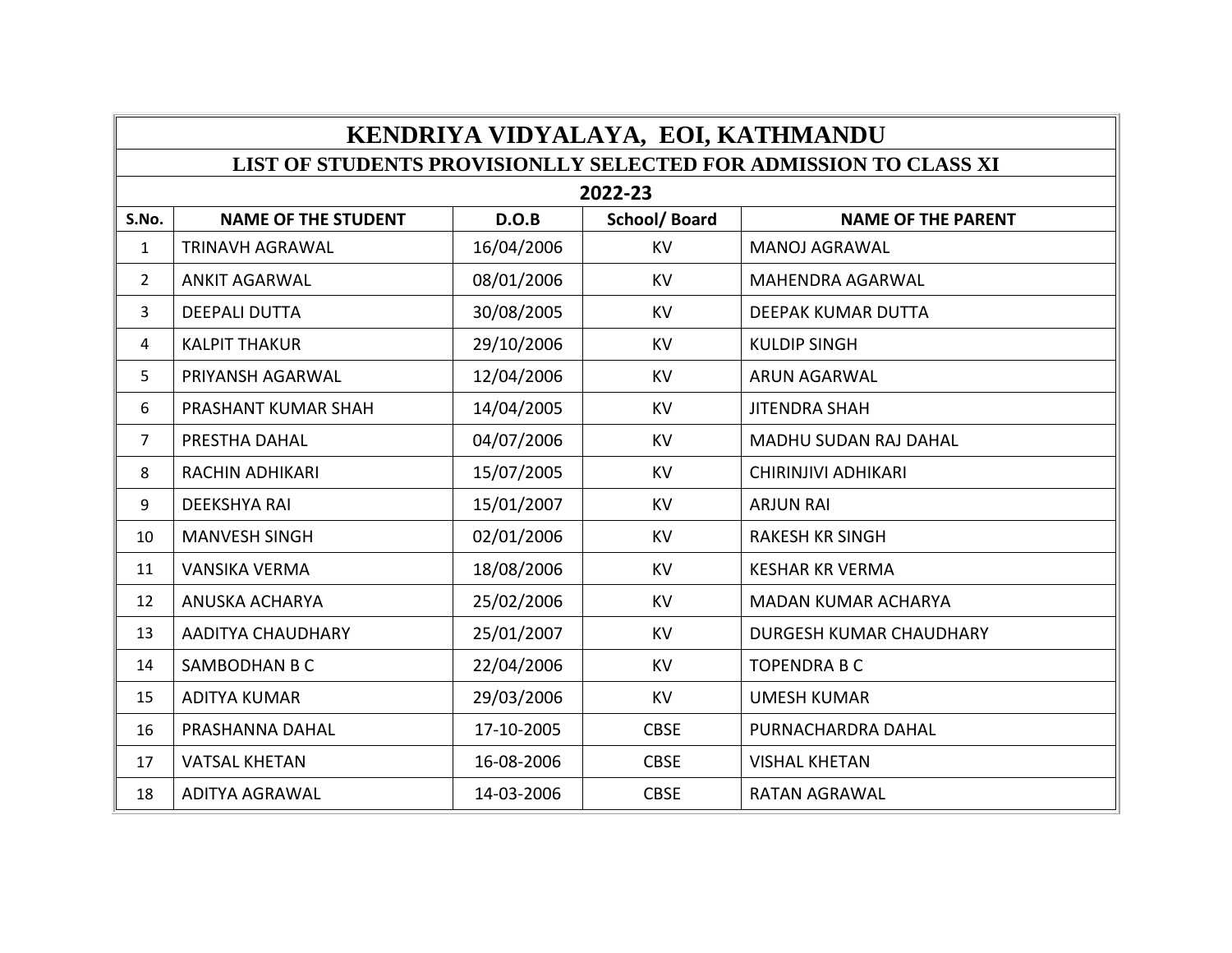# KENDRIYA VIDYALAYA, EOI, KATHMANDU

## LIST OF STUDENTS PROVISIONLLY SELECTED FOR ADMISSION TO CLASS XI

### 2022-23

| S.No. | NAME OF THE STUDENT | D.O.B | School/ Board | NAME OF THE PARENT |
|---|---|---|---|---|
| 1 | TRINAVH AGRAWAL | 16/04/2006 | KV | MANOJ AGRAWAL |
| 2 | ANKIT AGARWAL | 08/01/2006 | KV | MAHENDRA AGARWAL |
| 3 | DEEPALI DUTTA | 30/08/2005 | KV | DEEPAK KUMAR DUTTA |
| 4 | KALPIT THAKUR | 29/10/2006 | KV | KULDIP SINGH |
| 5 | PRIYANSH AGARWAL | 12/04/2006 | KV | ARUN AGARWAL |
| 6 | PRASHANT KUMAR SHAH | 14/04/2005 | KV | JITENDRA SHAH |
| 7 | PRESTHA DAHAL | 04/07/2006 | KV | MADHU SUDAN RAJ DAHAL |
| 8 | RACHIN ADHIKARI | 15/07/2005 | KV | CHIRINJIVI ADHIKARI |
| 9 | DEEKSHYA RAI | 15/01/2007 | KV | ARJUN RAI |
| 10 | MANVESH SINGH | 02/01/2006 | KV | RAKESH KR SINGH |
| 11 | VANSIKA VERMA | 18/08/2006 | KV | KESHAR KR VERMA |
| 12 | ANUSKA ACHARYA | 25/02/2006 | KV | MADAN KUMAR ACHARYA |
| 13 | AADITYA CHAUDHARY | 25/01/2007 | KV | DURGESH KUMAR CHAUDHARY |
| 14 | SAMBODHAN B C | 22/04/2006 | KV | TOPENDRA B C |
| 15 | ADITYA KUMAR | 29/03/2006 | KV | UMESH KUMAR |
| 16 | PRASHANNA DAHAL | 17-10-2005 | CBSE | PURNACHARDRA DAHAL |
| 17 | VATSAL KHETAN | 16-08-2006 | CBSE | VISHAL KHETAN |
| 18 | ADITYA AGRAWAL | 14-03-2006 | CBSE | RATAN AGRAWAL |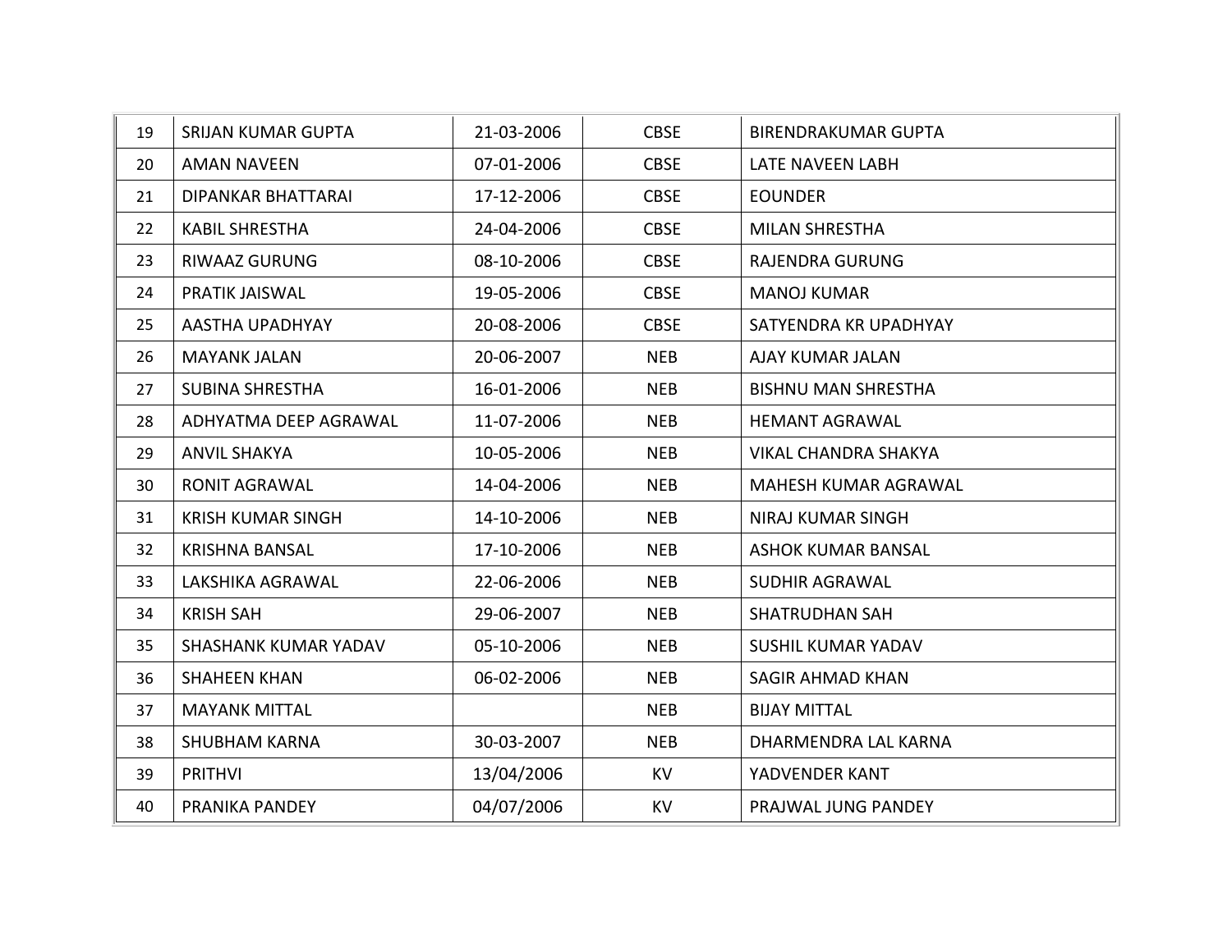| | | | | |
|---|---|---|---|---|
| 19 | SRIJAN KUMAR GUPTA | 21-03-2006 | CBSE | BIRENDRAKUMAR GUPTA |
| 20 | AMAN NAVEEN | 07-01-2006 | CBSE | LATE NAVEEN LABH |
| 21 | DIPANKAR BHATTARAI | 17-12-2006 | CBSE | EOUNDER |
| 22 | KABIL SHRESTHA | 24-04-2006 | CBSE | MILAN SHRESTHA |
| 23 | RIWAAZ GURUNG | 08-10-2006 | CBSE | RAJENDRA GURUNG |
| 24 | PRATIK JAISWAL | 19-05-2006 | CBSE | MANOJ KUMAR |
| 25 | AASTHA UPADHYAY | 20-08-2006 | CBSE | SATYENDRA KR UPADHYAY |
| 26 | MAYANK JALAN | 20-06-2007 | NEB | AJAY KUMAR JALAN |
| 27 | SUBINA SHRESTHA | 16-01-2006 | NEB | BISHNU MAN SHRESTHA |
| 28 | ADHYATMA DEEP AGRAWAL | 11-07-2006 | NEB | HEMANT AGRAWAL |
| 29 | ANVIL SHAKYA | 10-05-2006 | NEB | VIKAL CHANDRA SHAKYA |
| 30 | RONIT AGRAWAL | 14-04-2006 | NEB | MAHESH KUMAR AGRAWAL |
| 31 | KRISH KUMAR SINGH | 14-10-2006 | NEB | NIRAJ KUMAR SINGH |
| 32 | KRISHNA BANSAL | 17-10-2006 | NEB | ASHOK KUMAR BANSAL |
| 33 | LAKSHIKA AGRAWAL | 22-06-2006 | NEB | SUDHIR AGRAWAL |
| 34 | KRISH SAH | 29-06-2007 | NEB | SHATRUDHAN SAH |
| 35 | SHASHANK KUMAR YADAV | 05-10-2006 | NEB | SUSHIL KUMAR YADAV |
| 36 | SHAHEEN KHAN | 06-02-2006 | NEB | SAGIR AHMAD KHAN |
| 37 | MAYANK MITTAL | | NEB | BIJAY MITTAL |
| 38 | SHUBHAM KARNA | 30-03-2007 | NEB | DHARMENDRA LAL KARNA |
| 39 | PRITHVI | 13/04/2006 | KV | YADVENDER KANT |
| 40 | PRANIKA PANDEY | 04/07/2006 | KV | PRAJWAL JUNG PANDEY |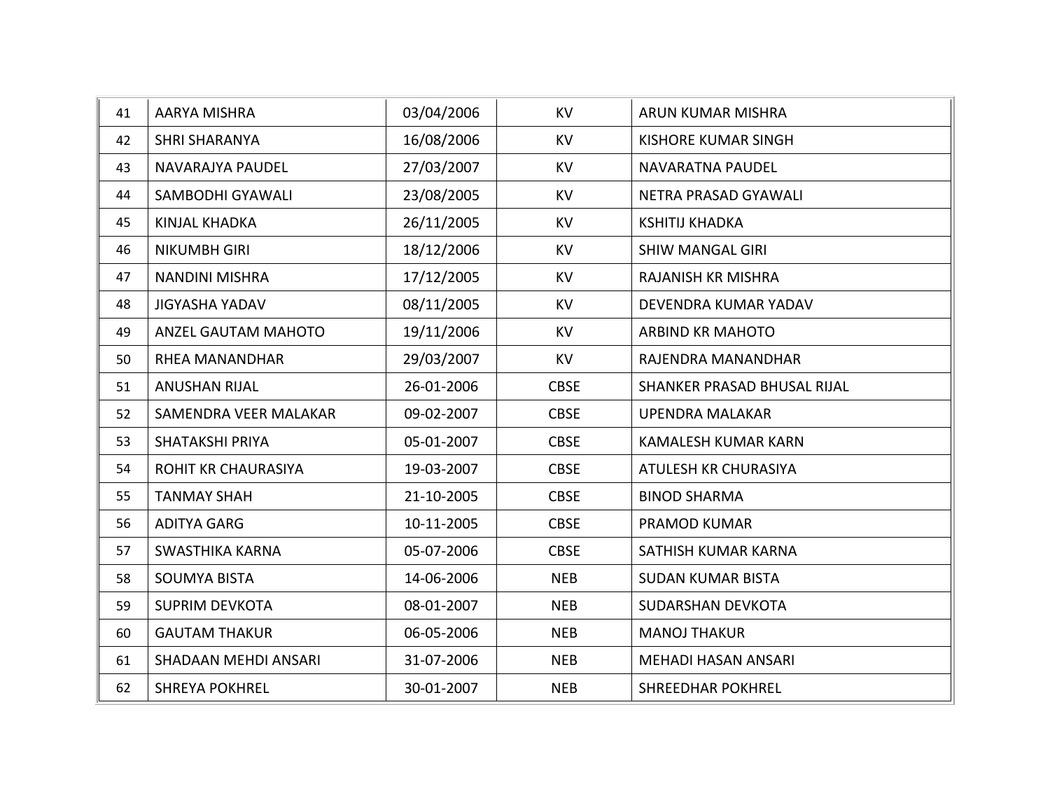| 41 | AARYA MISHRA | 03/04/2006 | KV | ARUN KUMAR MISHRA |
|---|---|---|---|---|
| 42 | SHRI SHARANYA | 16/08/2006 | KV | KISHORE KUMAR SINGH |
| 43 | NAVARAJYA PAUDEL | 27/03/2007 | KV | NAVARATNA PAUDEL |
| 44 | SAMBODHI GYAWALI | 23/08/2005 | KV | NETRA PRASAD GYAWALI |
| 45 | KINJAL KHADKA | 26/11/2005 | KV | KSHITIJ KHADKA |
| 46 | NIKUMBH GIRI | 18/12/2006 | KV | SHIW MANGAL GIRI |
| 47 | NANDINI MISHRA | 17/12/2005 | KV | RAJANISH KR MISHRA |
| 48 | JIGYASHA YADAV | 08/11/2005 | KV | DEVENDRA KUMAR YADAV |
| 49 | ANZEL GAUTAM MAHOTO | 19/11/2006 | KV | ARBIND KR MAHOTO |
| 50 | RHEA MANANDHAR | 29/03/2007 | KV | RAJENDRA MANANDHAR |
| 51 | ANUSHAN RIJAL | 26-01-2006 | CBSE | SHANKER PRASAD BHUSAL RIJAL |
| 52 | SAMENDRA VEER MALAKAR | 09-02-2007 | CBSE | UPENDRA MALAKAR |
| 53 | SHATAKSHI PRIYA | 05-01-2007 | CBSE | KAMALESH KUMAR KARN |
| 54 | ROHIT KR CHAURASIYA | 19-03-2007 | CBSE | ATULESH KR CHURASIYA |
| 55 | TANMAY SHAH | 21-10-2005 | CBSE | BINOD SHARMA |
| 56 | ADITYA GARG | 10-11-2005 | CBSE | PRAMOD KUMAR |
| 57 | SWASTHIKA KARNA | 05-07-2006 | CBSE | SATHISH KUMAR KARNA |
| 58 | SOUMYA BISTA | 14-06-2006 | NEB | SUDAN KUMAR BISTA |
| 59 | SUPRIM DEVKOTA | 08-01-2007 | NEB | SUDARSHAN DEVKOTA |
| 60 | GAUTAM THAKUR | 06-05-2006 | NEB | MANOJ THAKUR |
| 61 | SHADAAN MEHDI ANSARI | 31-07-2006 | NEB | MEHADI HASAN ANSARI |
| 62 | SHREYA POKHREL | 30-01-2007 | NEB | SHREEDHAR POKHREL |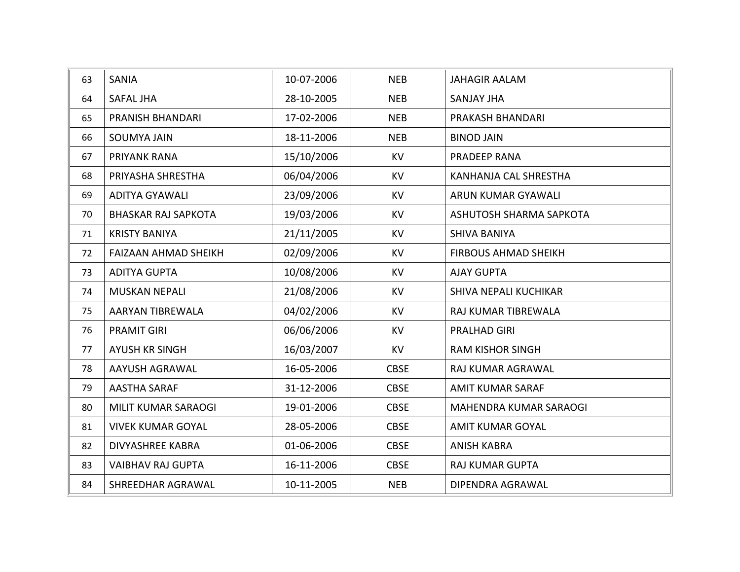| | | | | |
|---|---|---|---|---|
| 63 | SANIA | 10-07-2006 | NEB | JAHAGIR AALAM |
| 64 | SAFAL JHA | 28-10-2005 | NEB | SANJAY JHA |
| 65 | PRANISH BHANDARI | 17-02-2006 | NEB | PRAKASH BHANDARI |
| 66 | SOUMYA JAIN | 18-11-2006 | NEB | BINOD JAIN |
| 67 | PRIYANK RANA | 15/10/2006 | KV | PRADEEP RANA |
| 68 | PRIYASHA SHRESTHA | 06/04/2006 | KV | KANHANJA CAL SHRESTHA |
| 69 | ADITYA GYAWALI | 23/09/2006 | KV | ARUN KUMAR GYAWALI |
| 70 | BHASKAR RAJ SAPKOTA | 19/03/2006 | KV | ASHUTOSH SHARMA SAPKOTA |
| 71 | KRISTY BANIYA | 21/11/2005 | KV | SHIVA BANIYA |
| 72 | FAIZAAN AHMAD SHEIKH | 02/09/2006 | KV | FIRBOUS AHMAD SHEIKH |
| 73 | ADITYA GUPTA | 10/08/2006 | KV | AJAY GUPTA |
| 74 | MUSKAN NEPALI | 21/08/2006 | KV | SHIVA NEPALI KUCHIKAR |
| 75 | AARYAN TIBREWALA | 04/02/2006 | KV | RAJ KUMAR TIBREWALA |
| 76 | PRAMIT GIRI | 06/06/2006 | KV | PRALHAD GIRI |
| 77 | AYUSH KR SINGH | 16/03/2007 | KV | RAM KISHOR SINGH |
| 78 | AAYUSH AGRAWAL | 16-05-2006 | CBSE | RAJ KUMAR AGRAWAL |
| 79 | AASTHA SARAF | 31-12-2006 | CBSE | AMIT KUMAR SARAF |
| 80 | MILIT KUMAR SARAOGI | 19-01-2006 | CBSE | MAHENDRA KUMAR SARAOGI |
| 81 | VIVEK KUMAR GOYAL | 28-05-2006 | CBSE | AMIT KUMAR GOYAL |
| 82 | DIVYASHREE KABRA | 01-06-2006 | CBSE | ANISH KABRA |
| 83 | VAIBHAV RAJ GUPTA | 16-11-2006 | CBSE | RAJ KUMAR GUPTA |
| 84 | SHREEDHAR AGRAWAL | 10-11-2005 | NEB | DIPENDRA AGRAWAL |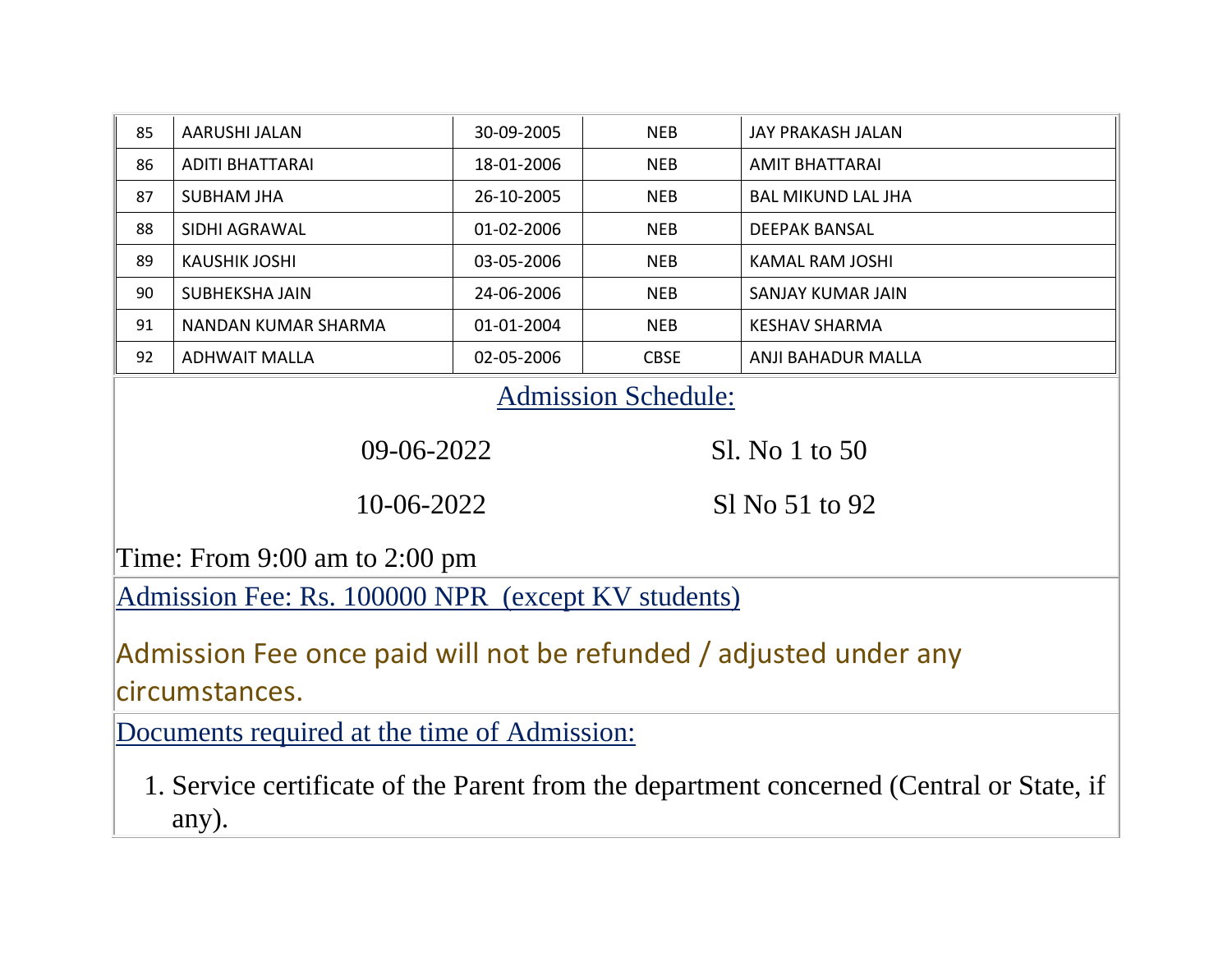| 85 | AARUSHI JALAN | 30-09-2005 | NEB | JAY PRAKASH JALAN |
|---|---|---|---|---|
| 86 | ADITI BHATTARAI | 18-01-2006 | NEB | AMIT BHATTARAI |
| 87 | SUBHAM JHA | 26-10-2005 | NEB | BAL MIKUND LAL JHA |
| 88 | SIDHI AGRAWAL | 01-02-2006 | NEB | DEEPAK BANSAL |
| 89 | KAUSHIK JOSHI | 03-05-2006 | NEB | KAMAL RAM JOSHI |
| 90 | SUBHEKSHA JAIN | 24-06-2006 | NEB | SANJAY KUMAR JAIN |
| 91 | NANDAN KUMAR SHARMA | 01-01-2004 | NEB | KESHAV SHARMA |
| 92 | ADHWAIT MALLA | 02-05-2006 | CBSE | ANJI BAHADUR MALLA |

## Admission Schedule:

| 09-06-2022 | Sl. No 1 to 50 |
|---|---|
| 10-06-2022 | Sl No 51 to 92 |

Time: From 9:00 am to 2:00 pm

Admission Fee: Rs. 100000 NPR (except KV students)

Admission Fee once paid will not be refunded / adjusted under any circumstances.

Documents required at the time of Admission:

1. Service certificate of the Parent from the department concerned (Central or State, if any).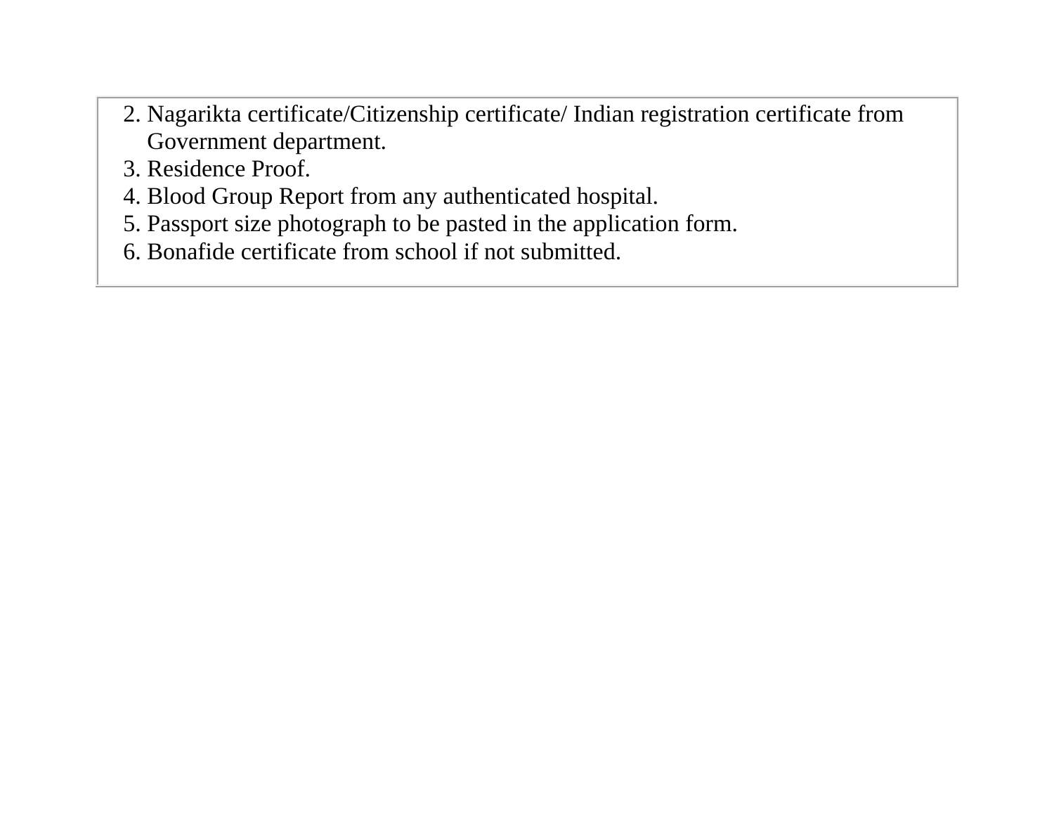2. Nagarikta certificate/Citizenship certificate/ Indian registration certificate from Government department.
3. Residence Proof.
4. Blood Group Report from any authenticated hospital.
5. Passport size photograph to be pasted in the application form.
6. Bonafide certificate from school if not submitted.